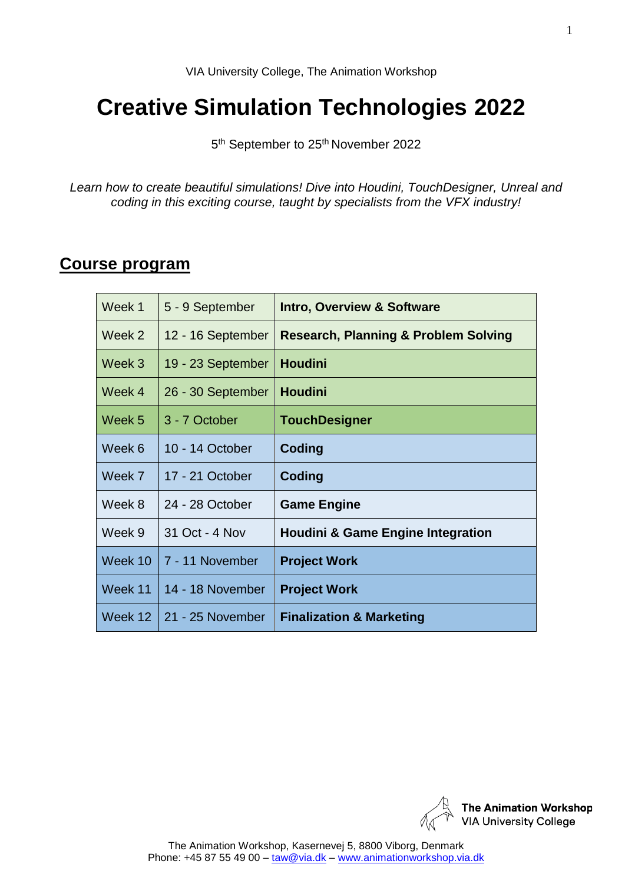VIA University College, The Animation Workshop

# Creative Simulation Technologies 2022

5th September to 25th November 2022

*Learn how to create beautiful simulations! Dive into Houdini, TouchDesigner, Unreal and coding in this exciting course, taught by specialists from the VFX industry!*

## Course program

| Week | Dates | Topic |
|---|---|---|
| Week 1 | 5 - 9 September | **Intro, Overview & Software** |
| Week 2 | 12 - 16 September | **Research, Planning & Problem Solving** |
| Week 3 | 19 - 23 September | **Houdini** |
| Week 4 | 26 - 30 September | **Houdini** |
| Week 5 | 3 - 7 October | **TouchDesigner** |
| Week 6 | 10 - 14 October | **Coding** |
| Week 7 | 17 - 21 October | **Coding** |
| Week 8 | 24 - 28 October | **Game Engine** |
| Week 9 | 31 Oct - 4 Nov | **Houdini & Game Engine Integration** |
| Week 10 | 7 - 11 November | **Project Work** |
| Week 11 | 14 - 18 November | **Project Work** |
| Week 12 | 21 - 25 November | **Finalization & Marketing** |

The Animation Workshop
VIA University College

The Animation Workshop, Kasernevej 5, 8800 Viborg, Denmark
Phone: +45 87 55 49 00 – taw@via.dk – www.animationworkshop.via.dk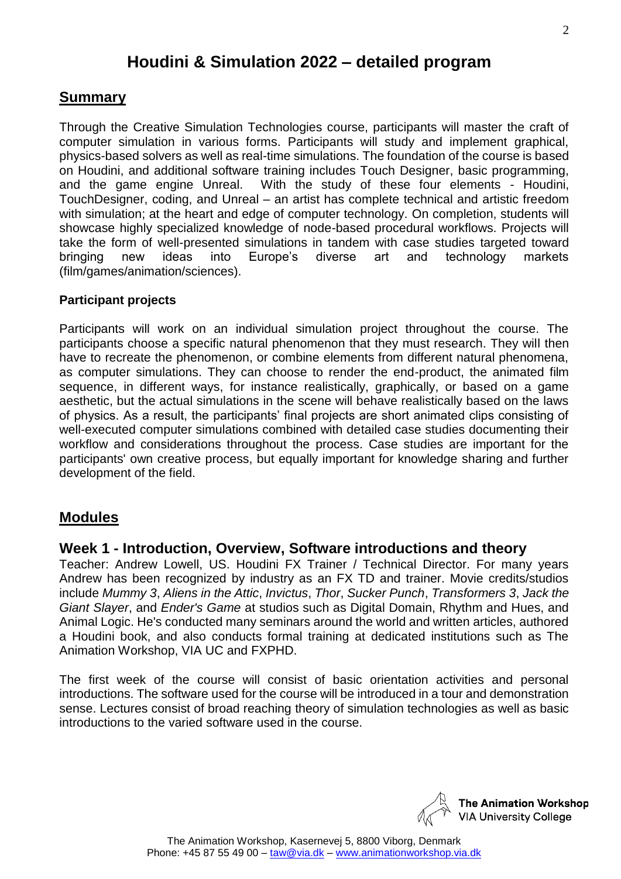# Houdini & Simulation 2022 – detailed program

## Summary

Through the Creative Simulation Technologies course, participants will master the craft of computer simulation in various forms. Participants will study and implement graphical, physics-based solvers as well as real-time simulations. The foundation of the course is based on Houdini, and additional software training includes Touch Designer, basic programming, and the game engine Unreal. With the study of these four elements - Houdini, TouchDesigner, coding, and Unreal – an artist has complete technical and artistic freedom with simulation; at the heart and edge of computer technology. On completion, students will showcase highly specialized knowledge of node-based procedural workflows. Projects will take the form of well-presented simulations in tandem with case studies targeted toward bringing new ideas into Europe's diverse art and technology markets (film/games/animation/sciences).

**Participant projects**

Participants will work on an individual simulation project throughout the course. The participants choose a specific natural phenomenon that they must research. They will then have to recreate the phenomenon, or combine elements from different natural phenomena, as computer simulations. They can choose to render the end-product, the animated film sequence, in different ways, for instance realistically, graphically, or based on a game aesthetic, but the actual simulations in the scene will behave realistically based on the laws of physics. As a result, the participants' final projects are short animated clips consisting of well-executed computer simulations combined with detailed case studies documenting their workflow and considerations throughout the process. Case studies are important for the participants' own creative process, but equally important for knowledge sharing and further development of the field.

## Modules

### Week 1 - Introduction, Overview, Software introductions and theory

Teacher: Andrew Lowell, US. Houdini FX Trainer / Technical Director. For many years Andrew has been recognized by industry as an FX TD and trainer. Movie credits/studios include *Mummy 3*, *Aliens in the Attic*, *Invictus*, *Thor*, *Sucker Punch*, *Transformers 3*, *Jack the Giant Slayer*, and *Ender's Game* at studios such as Digital Domain, Rhythm and Hues, and Animal Logic. He's conducted many seminars around the world and written articles, authored a Houdini book, and also conducts formal training at dedicated institutions such as The Animation Workshop, VIA UC and FXPHD.

The first week of the course will consist of basic orientation activities and personal introductions. The software used for the course will be introduced in a tour and demonstration sense. Lectures consist of broad reaching theory of simulation technologies as well as basic introductions to the varied software used in the course.

The Animation Workshop, Kasernevej 5, 8800 Viborg, Denmark
Phone: +45 87 55 49 00 – taw@via.dk – www.animationworkshop.via.dk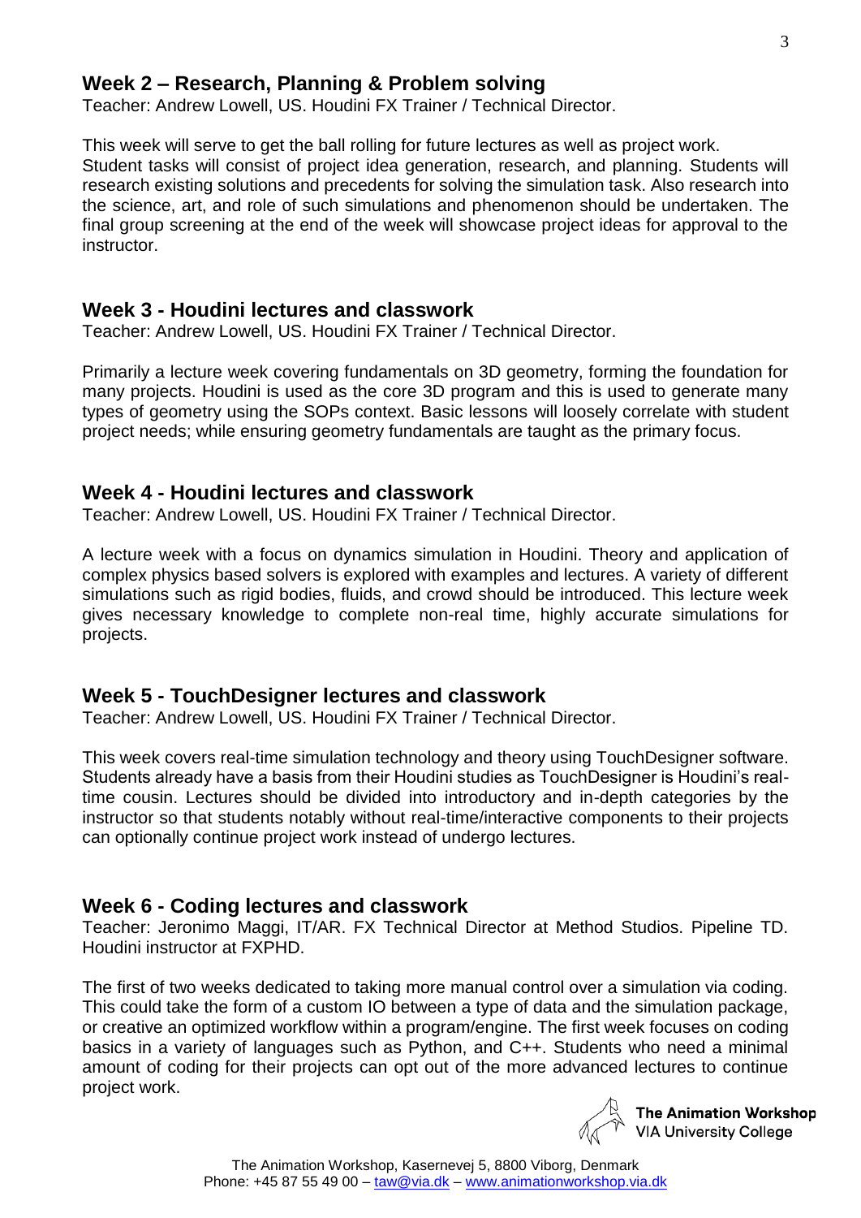## Week 2 – Research, Planning & Problem solving

Teacher: Andrew Lowell, US. Houdini FX Trainer / Technical Director.

This week will serve to get the ball rolling for future lectures as well as project work. Student tasks will consist of project idea generation, research, and planning. Students will research existing solutions and precedents for solving the simulation task. Also research into the science, art, and role of such simulations and phenomenon should be undertaken. The final group screening at the end of the week will showcase project ideas for approval to the instructor.

## Week 3 - Houdini lectures and classwork

Teacher: Andrew Lowell, US. Houdini FX Trainer / Technical Director.

Primarily a lecture week covering fundamentals on 3D geometry, forming the foundation for many projects. Houdini is used as the core 3D program and this is used to generate many types of geometry using the SOPs context. Basic lessons will loosely correlate with student project needs; while ensuring geometry fundamentals are taught as the primary focus.

## Week 4 - Houdini lectures and classwork

Teacher: Andrew Lowell, US. Houdini FX Trainer / Technical Director.

A lecture week with a focus on dynamics simulation in Houdini. Theory and application of complex physics based solvers is explored with examples and lectures. A variety of different simulations such as rigid bodies, fluids, and crowd should be introduced. This lecture week gives necessary knowledge to complete non-real time, highly accurate simulations for projects.

## Week 5 - TouchDesigner lectures and classwork

Teacher: Andrew Lowell, US. Houdini FX Trainer / Technical Director.

This week covers real-time simulation technology and theory using TouchDesigner software. Students already have a basis from their Houdini studies as TouchDesigner is Houdini's real-time cousin. Lectures should be divided into introductory and in-depth categories by the instructor so that students notably without real-time/interactive components to their projects can optionally continue project work instead of undergo lectures.

## Week 6 - Coding lectures and classwork

Teacher: Jeronimo Maggi, IT/AR. FX Technical Director at Method Studios. Pipeline TD. Houdini instructor at FXPHD.

The first of two weeks dedicated to taking more manual control over a simulation via coding. This could take the form of a custom IO between a type of data and the simulation package, or creative an optimized workflow within a program/engine. The first week focuses on coding basics in a variety of languages such as Python, and C++. Students who need a minimal amount of coding for their projects can opt out of the more advanced lectures to continue project work.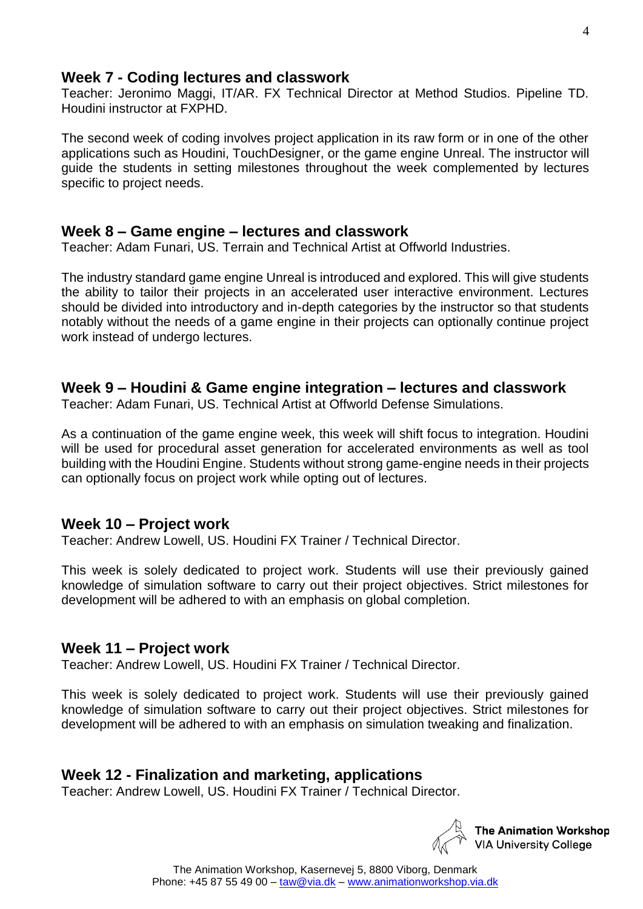## Week 7 - Coding lectures and classwork

Teacher: Jeronimo Maggi, IT/AR. FX Technical Director at Method Studios. Pipeline TD. Houdini instructor at FXPHD.

The second week of coding involves project application in its raw form or in one of the other applications such as Houdini, TouchDesigner, or the game engine Unreal. The instructor will guide the students in setting milestones throughout the week complemented by lectures specific to project needs.

## Week 8 – Game engine – lectures and classwork

Teacher: Adam Funari, US. Terrain and Technical Artist at Offworld Industries.

The industry standard game engine Unreal is introduced and explored. This will give students the ability to tailor their projects in an accelerated user interactive environment. Lectures should be divided into introductory and in-depth categories by the instructor so that students notably without the needs of a game engine in their projects can optionally continue project work instead of undergo lectures.

## Week 9 – Houdini & Game engine integration – lectures and classwork

Teacher: Adam Funari, US. Technical Artist at Offworld Defense Simulations.

As a continuation of the game engine week, this week will shift focus to integration. Houdini will be used for procedural asset generation for accelerated environments as well as tool building with the Houdini Engine. Students without strong game-engine needs in their projects can optionally focus on project work while opting out of lectures.

## Week 10 – Project work

Teacher: Andrew Lowell, US. Houdini FX Trainer / Technical Director.

This week is solely dedicated to project work. Students will use their previously gained knowledge of simulation software to carry out their project objectives. Strict milestones for development will be adhered to with an emphasis on global completion.

## Week 11 – Project work

Teacher: Andrew Lowell, US. Houdini FX Trainer / Technical Director.

This week is solely dedicated to project work. Students will use their previously gained knowledge of simulation software to carry out their project objectives. Strict milestones for development will be adhered to with an emphasis on simulation tweaking and finalization.

## Week 12 - Finalization and marketing, applications

Teacher: Andrew Lowell, US. Houdini FX Trainer / Technical Director.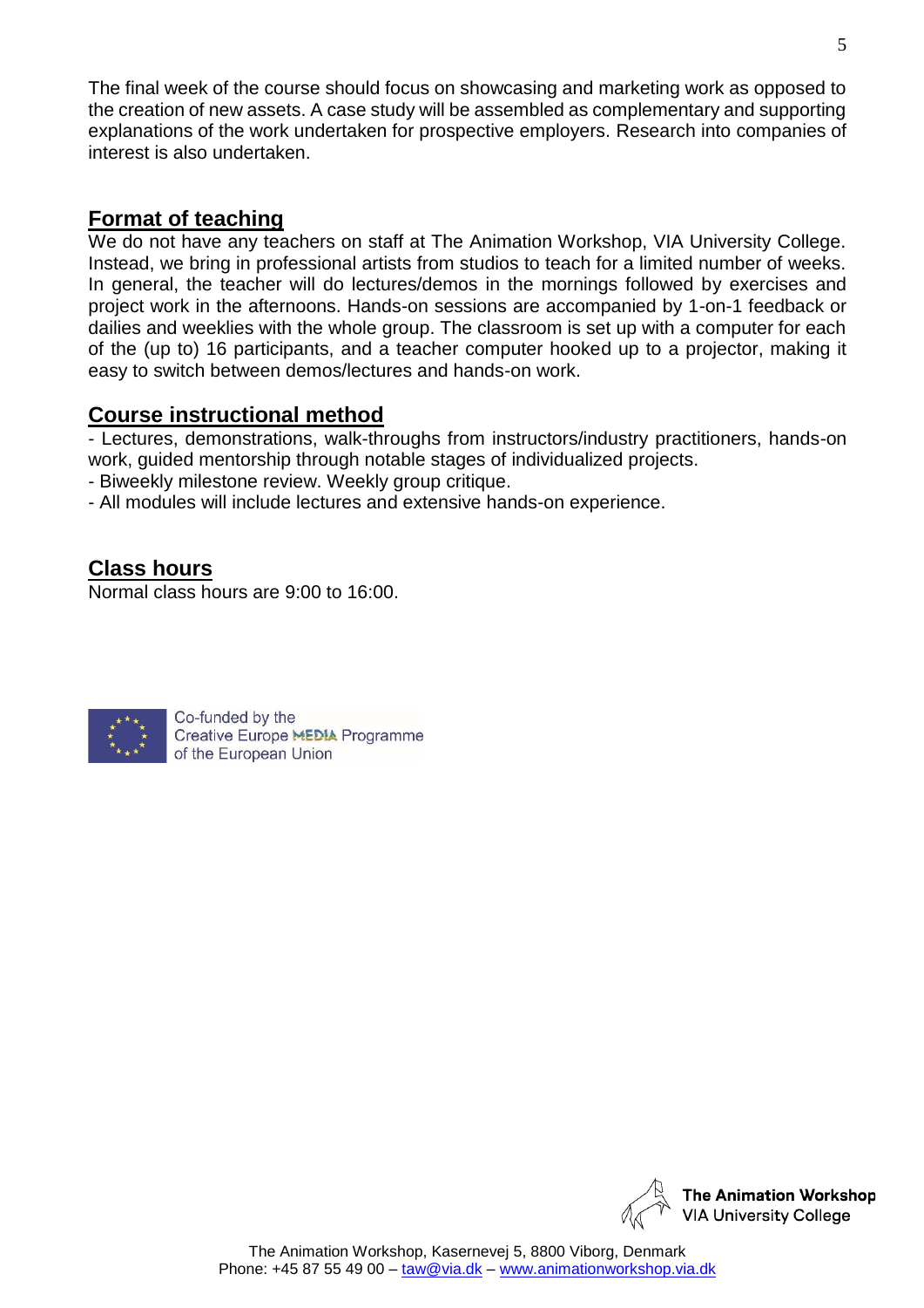The final week of the course should focus on showcasing and marketing work as opposed to the creation of new assets. A case study will be assembled as complementary and supporting explanations of the work undertaken for prospective employers. Research into companies of interest is also undertaken.

## Format of teaching

We do not have any teachers on staff at The Animation Workshop, VIA University College. Instead, we bring in professional artists from studios to teach for a limited number of weeks. In general, the teacher will do lectures/demos in the mornings followed by exercises and project work in the afternoons. Hands-on sessions are accompanied by 1-on-1 feedback or dailies and weeklies with the whole group. The classroom is set up with a computer for each of the (up to) 16 participants, and a teacher computer hooked up to a projector, making it easy to switch between demos/lectures and hands-on work.

## Course instructional method

- Lectures, demonstrations, walk-throughs from instructors/industry practitioners, hands-on work, guided mentorship through notable stages of individualized projects.
- Biweekly milestone review. Weekly group critique.
- All modules will include lectures and extensive hands-on experience.

## Class hours

Normal class hours are 9:00 to 16:00.

Co-funded by the Creative Europe MEDIA Programme of the European Union

The Animation Workshop
VIA University College

The Animation Workshop, Kasernevej 5, 8800 Viborg, Denmark
Phone: +45 87 55 49 00 – taw@via.dk – www.animationworkshop.via.dk